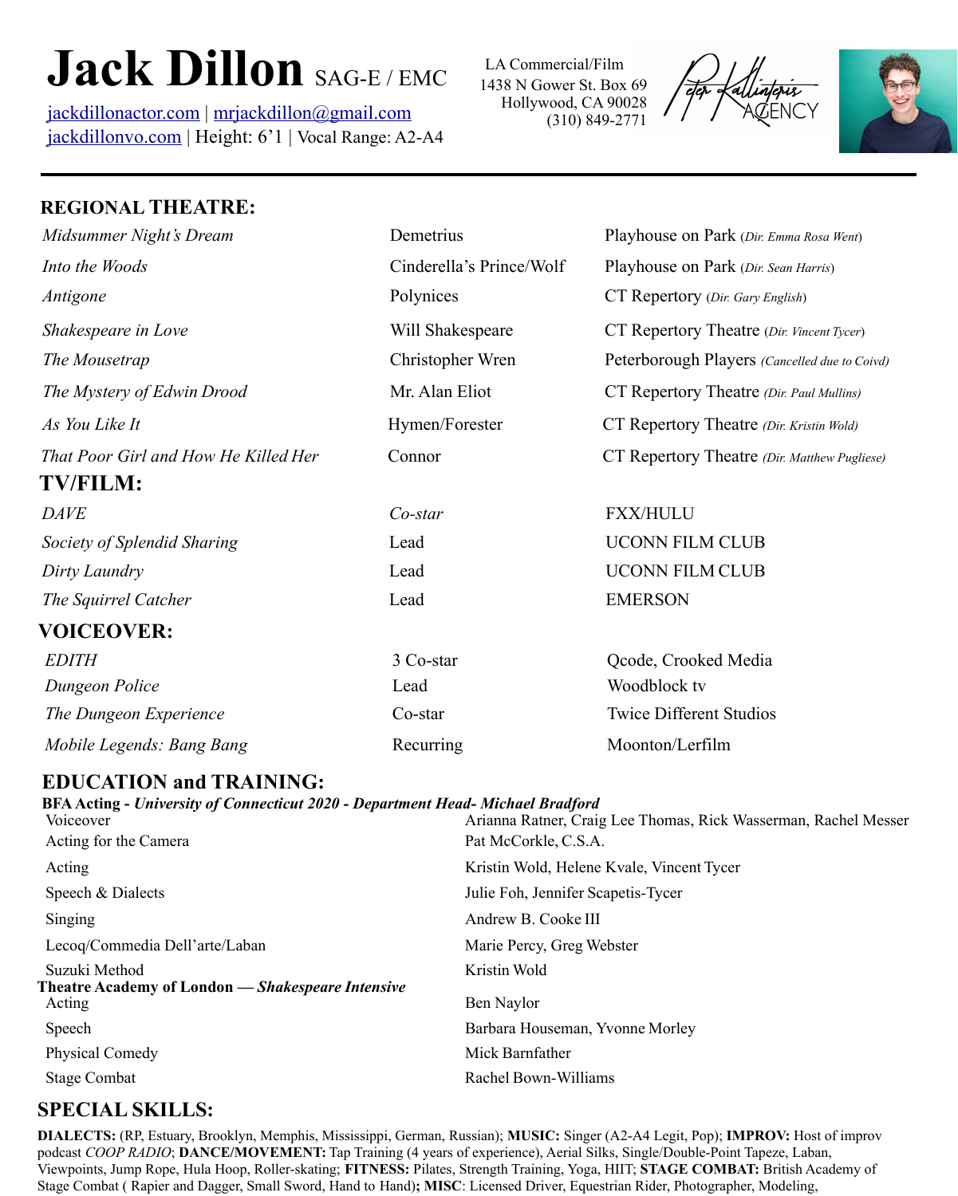# Jack Dillon SAG-E / EMC

jackdillonactor.com | mrjackdillon@gmail.com
jackdillonvo.com | Height: 6'1 | Vocal Range: A2-A4

LA Commercial/Film
1438 N Gower St. Box 69
Hollywood, CA 90028
(310) 849-2771

Peter Kallinteris Agency

## REGIONAL THEATRE:

| | | |
|---|---|---|
| *Midsummer Night's Dream* | Demetrius | Playhouse on Park (*Dir. Emma Rosa Went*) |
| *Into the Woods* | Cinderella's Prince/Wolf | Playhouse on Park (*Dir. Sean Harris*) |
| *Antigone* | Polynices | CT Repertory (*Dir. Gary English*) |
| *Shakespeare in Love* | Will Shakespeare | CT Repertory Theatre (*Dir. Vincent Tycer*) |
| *The Mousetrap* | Christopher Wren | Peterborough Players (*Cancelled due to Coivd*) |
| *The Mystery of Edwin Drood* | Mr. Alan Eliot | CT Repertory Theatre (*Dir. Paul Mullins*) |
| *As You Like It* | Hymen/Forester | CT Repertory Theatre (*Dir. Kristin Wold*) |
| *That Poor Girl and How He Killed Her* | Connor | CT Repertory Theatre (*Dir. Matthew Pugliese*) |

## TV/FILM:

| | | |
|---|---|---|
| *DAVE* | *Co-star* | FXX/HULU |
| *Society of Splendid Sharing* | Lead | UCONN FILM CLUB |
| *Dirty Laundry* | Lead | UCONN FILM CLUB |
| *The Squirrel Catcher* | Lead | EMERSON |

## VOICEOVER:

| | | |
|---|---|---|
| *EDITH* | 3 Co-star | Qcode, Crooked Media |
| *Dungeon Police* | Lead | Woodblock tv |
| *The Dungeon Experience* | Co-star | Twice Different Studios |
| *Mobile Legends: Bang Bang* | Recurring | Moonton/Lerfilm |

## EDUCATION and TRAINING:

**BFA Acting - *University of Connecticut 2020 - Department Head- Michael Bradford***

| | |
|---|---|
| Voiceover | Arianna Ratner, Craig Lee Thomas, Rick Wasserman, Rachel Messer |
| Acting for the Camera | Pat McCorkle, C.S.A. |
| Acting | Kristin Wold, Helene Kvale, Vincent Tycer |
| Speech & Dialects | Julie Foh, Jennifer Scapetis-Tycer |
| Singing | Andrew B. Cooke III |
| Lecoq/Commedia Dell'arte/Laban | Marie Percy, Greg Webster |
| Suzuki Method | Kristin Wold |

**Theatre Academy of London — *Shakespeare Intensive***

| | |
|---|---|
| Acting | Ben Naylor |
| Speech | Barbara Houseman, Yvonne Morley |
| Physical Comedy | Mick Barnfather |
| Stage Combat | Rachel Bown-Williams |

## SPECIAL SKILLS:

**DIALECTS:** (RP, Estuary, Brooklyn, Memphis, Mississippi, German, Russian); **MUSIC:** Singer (A2-A4 Legit, Pop); **IMPROV:** Host of improv podcast *COOP RADIO*; **DANCE/MOVEMENT:** Tap Training (4 years of experience), Aerial Silks, Single/Double-Point Tapeze, Laban, Viewpoints, Jump Rope, Hula Hoop, Roller-skating; **FITNESS:** Pilates, Strength Training, Yoga, HIIT; **STAGE COMBAT:** British Academy of Stage Combat ( Rapier and Dagger, Small Sword, Hand to Hand)**; MISC**: Licensed Driver, Equestrian Rider, Photographer, Modeling,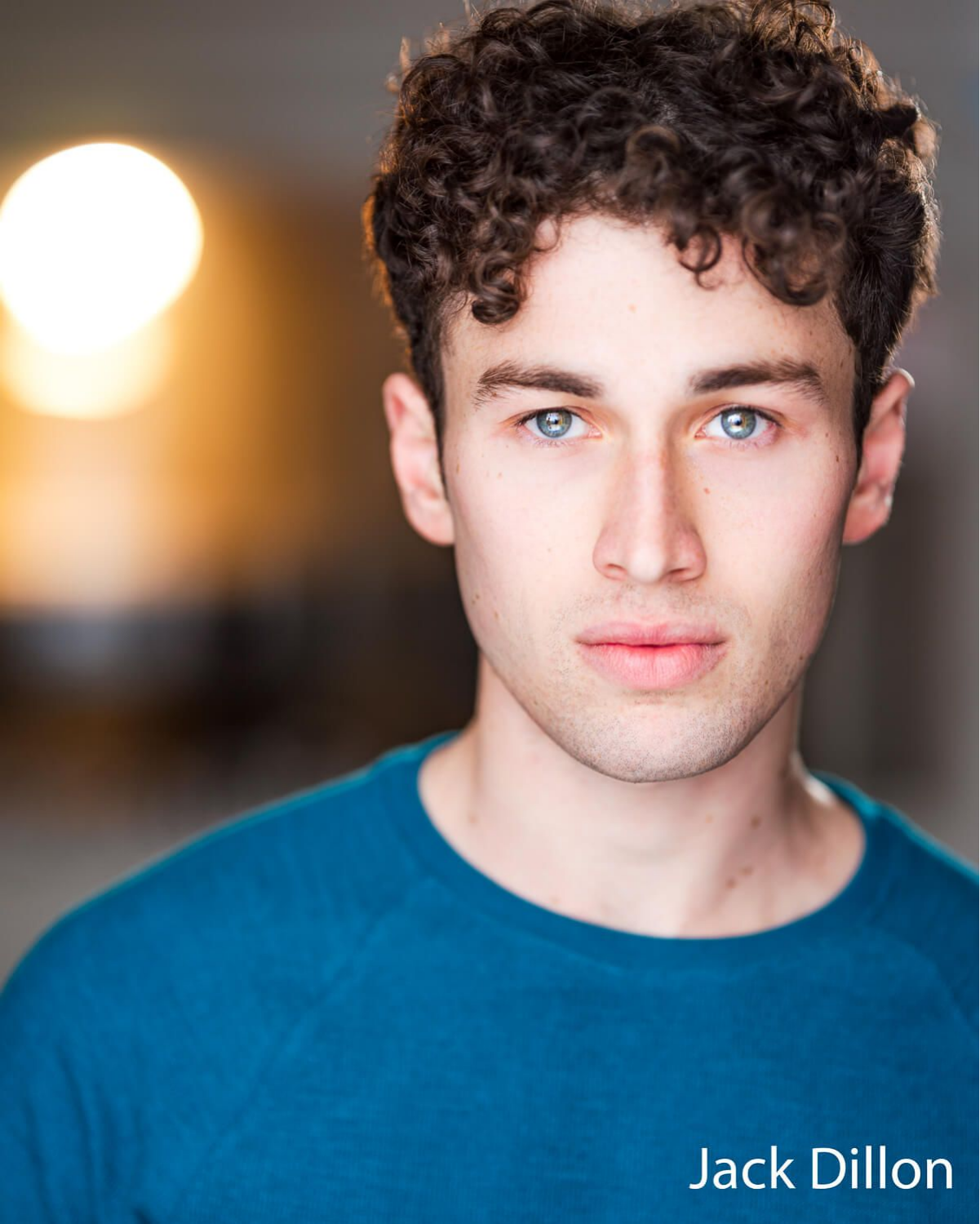Jack Dillon